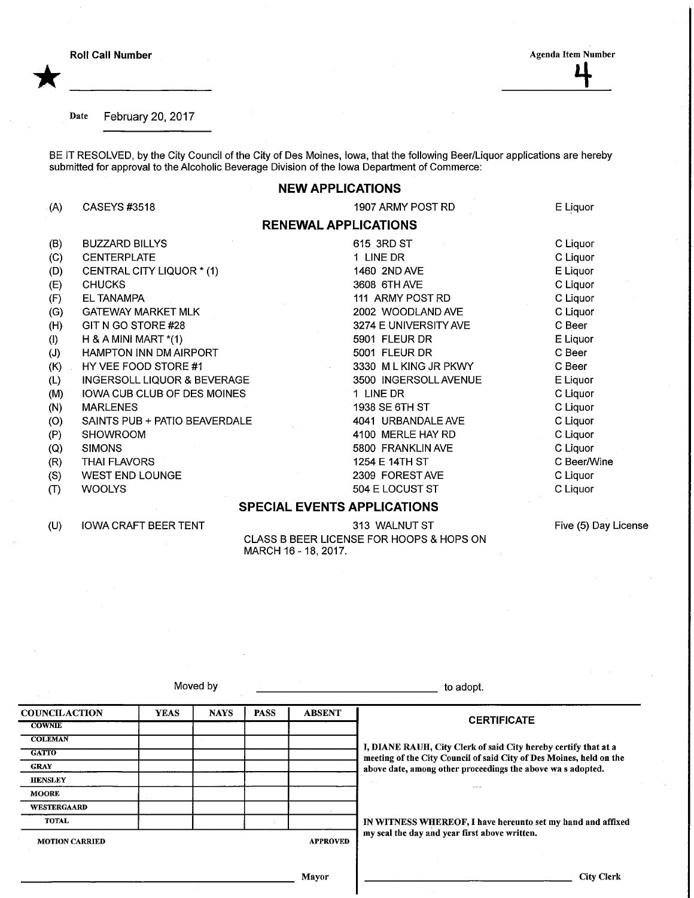Roll Call Number ★ ______________________

Agenda Item Number **4**

Date February 20, 2017

BE IT RESOLVED, by the City Council of the City of Des Moines, Iowa, that the following Beer/Liquor applications are hereby submitted for approval to the Alcoholic Beverage Division of the Iowa Department of Commerce:

## NEW APPLICATIONS

| | | | |
|---|---|---|---|
| (A) | CASEYS #3518 | 1907 ARMY POST RD | E Liquor |

## RENEWAL APPLICATIONS

| | | | |
|---|---|---|---|
| (B) | BUZZARD BILLYS | 615 3RD ST | C Liquor |
| (C) | CENTERPLATE | 1 LINE DR | C Liquor |
| (D) | CENTRAL CITY LIQUOR * (1) | 1460 2ND AVE | E Liquor |
| (E) | CHUCKS | 3608 6TH AVE | C Liquor |
| (F) | EL TANAMPA | 111 ARMY POST RD | C Liquor |
| (G) | GATEWAY MARKET MLK | 2002 WOODLAND AVE | C Liquor |
| (H) | GIT N GO STORE #28 | 3274 E UNIVERSITY AVE | C Beer |
| (I) | H & A MINI MART *(1) | 5901 FLEUR DR | E Liquor |
| (J) | HAMPTON INN DM AIRPORT | 5001 FLEUR DR | C Beer |
| (K) | HY VEE FOOD STORE #1 | 3330 M L KING JR PKWY | C Beer |
| (L) | INGERSOLL LIQUOR & BEVERAGE | 3500 INGERSOLL AVENUE | E Liquor |
| (M) | IOWA CUB CLUB OF DES MOINES | 1 LINE DR | C Liquor |
| (N) | MARLENES | 1938 SE 6TH ST | C Liquor |
| (O) | SAINTS PUB + PATIO BEAVERDALE | 4041 URBANDALE AVE | C Liquor |
| (P) | SHOWROOM | 4100 MERLE HAY RD | C Liquor |
| (Q) | SIMONS | 5800 FRANKLIN AVE | C Liquor |
| (R) | THAI FLAVORS | 1254 E 14TH ST | C Beer/Wine |
| (S) | WEST END LOUNGE | 2309 FOREST AVE | C Liquor |
| (T) | WOOLYS | 504 E LOCUST ST | C Liquor |

## SPECIAL EVENTS APPLICATIONS

| | | | |
|---|---|---|---|
| (U) | IOWA CRAFT BEER TENT | 313 WALNUT ST<br>CLASS B BEER LICENSE FOR HOOPS & HOPS ON MARCH 16 - 18, 2017. | Five (5) Day License |

Moved by ______________________ to adopt.

| COUNCIL ACTION | YEAS | NAYS | PASS | ABSENT |
|---|---|---|---|---|
| COWNIE | | | | |
| COLEMAN | | | | |
| GATTO | | | | |
| GRAY | | | | |
| HENSLEY | | | | |
| MOORE | | | | |
| WESTERGAARD | | | | |
| TOTAL | | | | |

MOTION CARRIED APPROVED

______________________ Mayor

**CERTIFICATE**

**I, DIANE RAUH, City Clerk of said City hereby certify that at a meeting of the City Council of said City of Des Moines, held on the above date, among other proceedings the above wa s adopted.**

**IN WITNESS WHEREOF, I have hereunto set my hand and affixed my seal the day and year first above written.**

______________________ City Clerk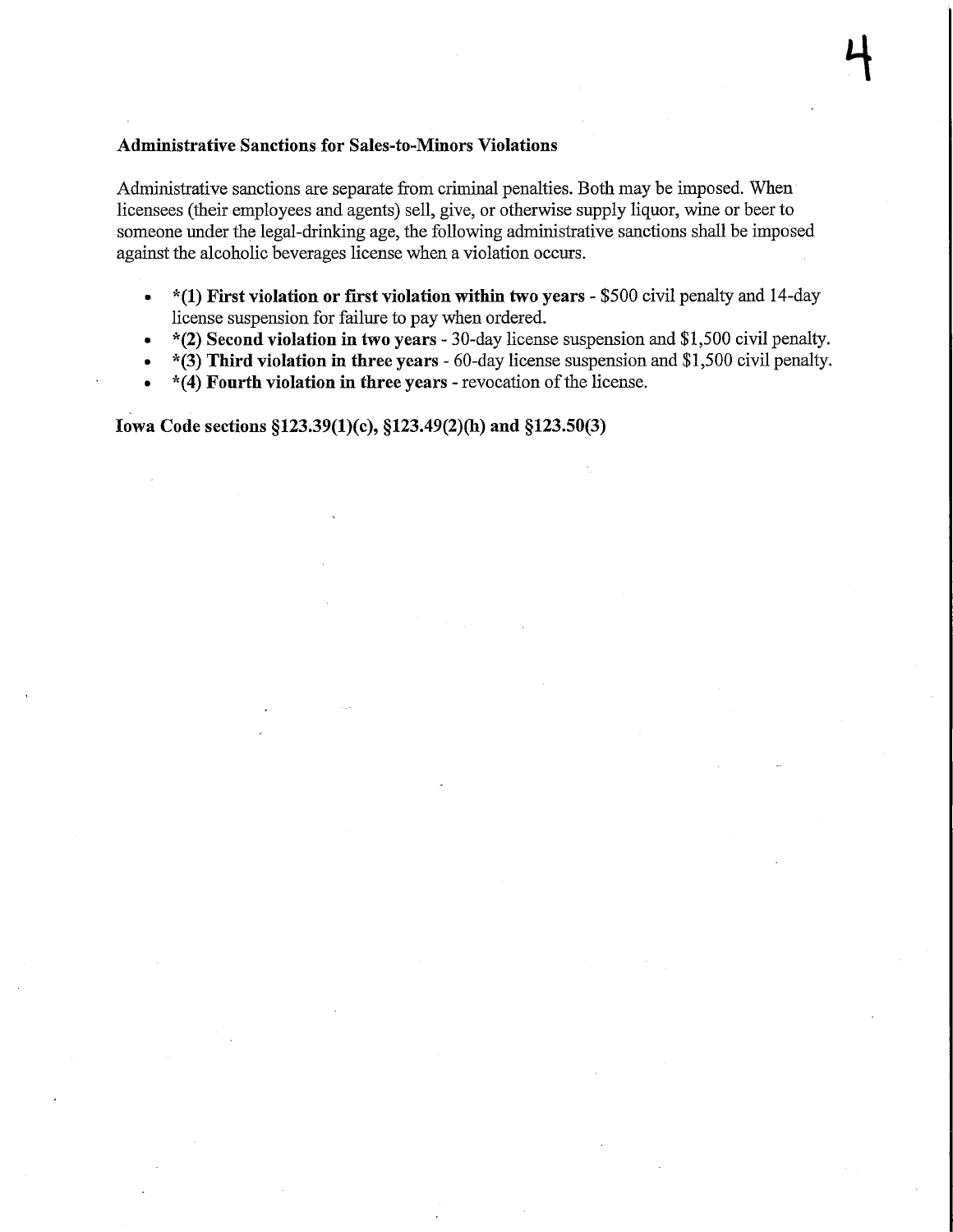**Administrative Sanctions for Sales-to-Minors Violations**

Administrative sanctions are separate from criminal penalties. Both may be imposed. When licensees (their employees and agents) sell, give, or otherwise supply liquor, wine or beer to someone under the legal-drinking age, the following administrative sanctions shall be imposed against the alcoholic beverages license when a violation occurs.

- ***(1) First violation or first violation within two years** - $500 civil penalty and 14-day license suspension for failure to pay when ordered.
- ***(2) Second violation in two years** - 30-day license suspension and $1,500 civil penalty.
- ***(3) Third violation in three years** - 60-day license suspension and $1,500 civil penalty.
- ***(4) Fourth violation in three years** - revocation of the license.

**Iowa Code sections §123.39(1)(c), §123.49(2)(h) and §123.50(3)**